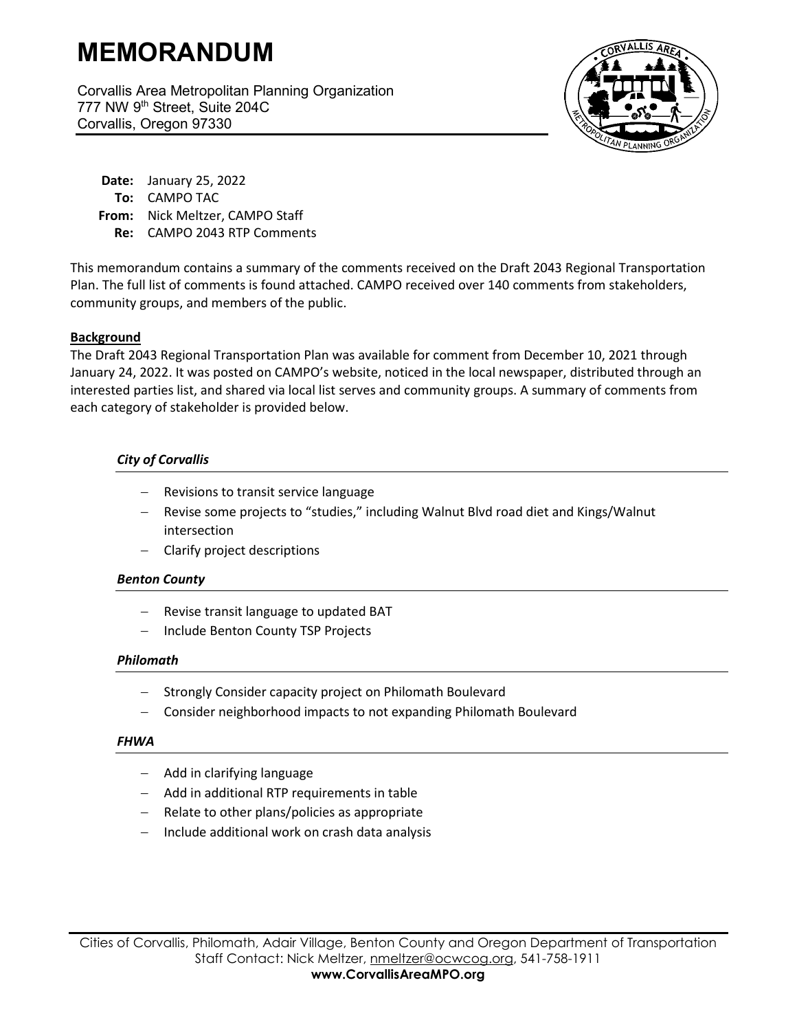# MEMORANDUM

Corvallis Area Metropolitan Planning Organization
777 NW 9th Street, Suite 204C
Corvallis, Oregon 97330

**Date:** January 25, 2022
**To:** CAMPO TAC
**From:** Nick Meltzer, CAMPO Staff
**Re:** CAMPO 2043 RTP Comments

This memorandum contains a summary of the comments received on the Draft 2043 Regional Transportation Plan. The full list of comments is found attached. CAMPO received over 140 comments from stakeholders, community groups, and members of the public.

**Background**

The Draft 2043 Regional Transportation Plan was available for comment from December 10, 2021 through January 24, 2022. It was posted on CAMPO's website, noticed in the local newspaper, distributed through an interested parties list, and shared via local list serves and community groups. A summary of comments from each category of stakeholder is provided below.

### *City of Corvallis*

- Revisions to transit service language
- Revise some projects to "studies," including Walnut Blvd road diet and Kings/Walnut intersection
- Clarify project descriptions

### *Benton County*

- Revise transit language to updated BAT
- Include Benton County TSP Projects

### *Philomath*

- Strongly Consider capacity project on Philomath Boulevard
- Consider neighborhood impacts to not expanding Philomath Boulevard

### *FHWA*

- Add in clarifying language
- Add in additional RTP requirements in table
- Relate to other plans/policies as appropriate
- Include additional work on crash data analysis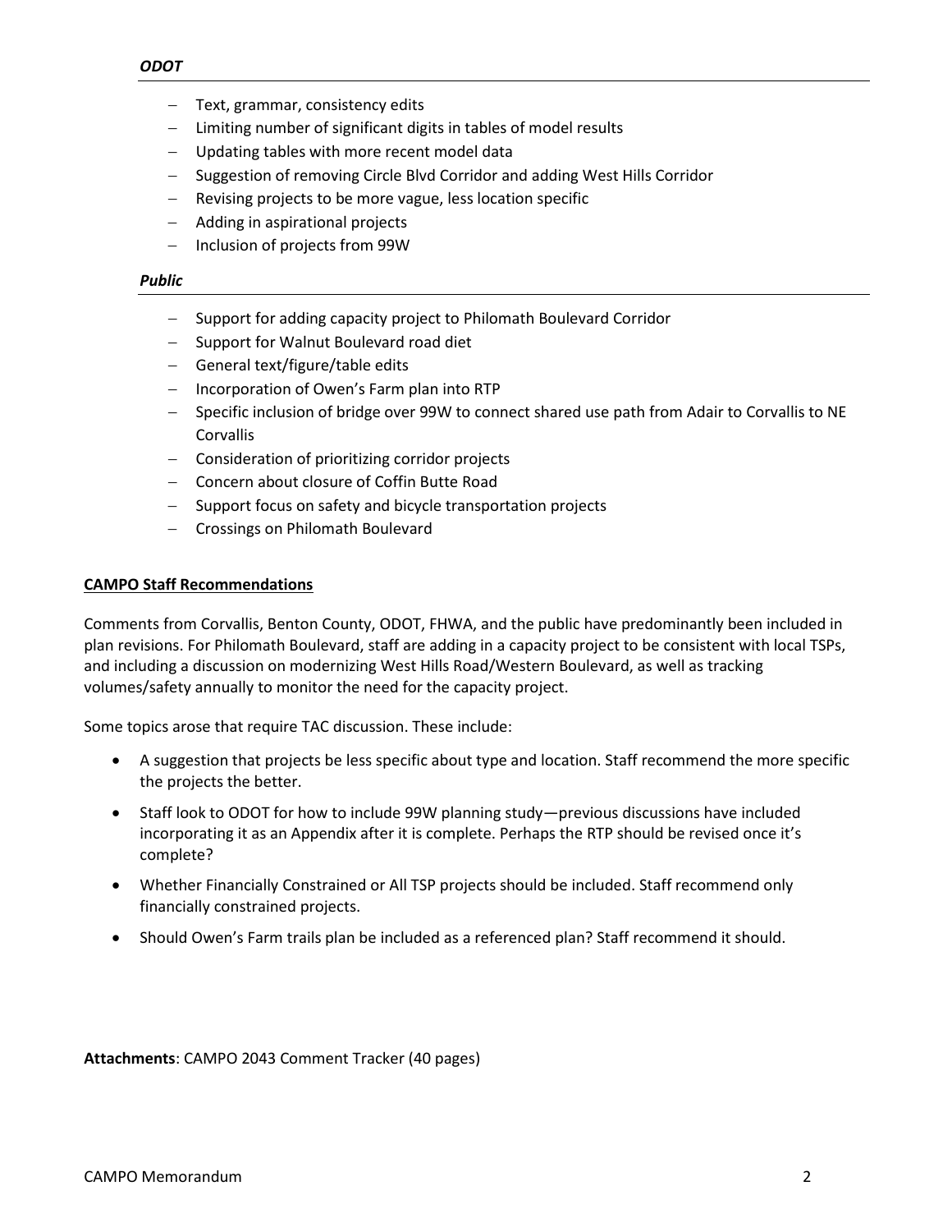***ODOT***

- Text, grammar, consistency edits
- Limiting number of significant digits in tables of model results
- Updating tables with more recent model data
- Suggestion of removing Circle Blvd Corridor and adding West Hills Corridor
- Revising projects to be more vague, less location specific
- Adding in aspirational projects
- Inclusion of projects from 99W

***Public***

- Support for adding capacity project to Philomath Boulevard Corridor
- Support for Walnut Boulevard road diet
- General text/figure/table edits
- Incorporation of Owen's Farm plan into RTP
- Specific inclusion of bridge over 99W to connect shared use path from Adair to Corvallis to NE Corvallis
- Consideration of prioritizing corridor projects
- Concern about closure of Coffin Butte Road
- Support focus on safety and bicycle transportation projects
- Crossings on Philomath Boulevard

**CAMPO Staff Recommendations**

Comments from Corvallis, Benton County, ODOT, FHWA, and the public have predominantly been included in plan revisions. For Philomath Boulevard, staff are adding in a capacity project to be consistent with local TSPs, and including a discussion on modernizing West Hills Road/Western Boulevard, as well as tracking volumes/safety annually to monitor the need for the capacity project.

Some topics arose that require TAC discussion. These include:

- A suggestion that projects be less specific about type and location. Staff recommend the more specific the projects the better.
- Staff look to ODOT for how to include 99W planning study—previous discussions have included incorporating it as an Appendix after it is complete. Perhaps the RTP should be revised once it's complete?
- Whether Financially Constrained or All TSP projects should be included. Staff recommend only financially constrained projects.
- Should Owen's Farm trails plan be included as a referenced plan? Staff recommend it should.

**Attachments**: CAMPO 2043 Comment Tracker (40 pages)